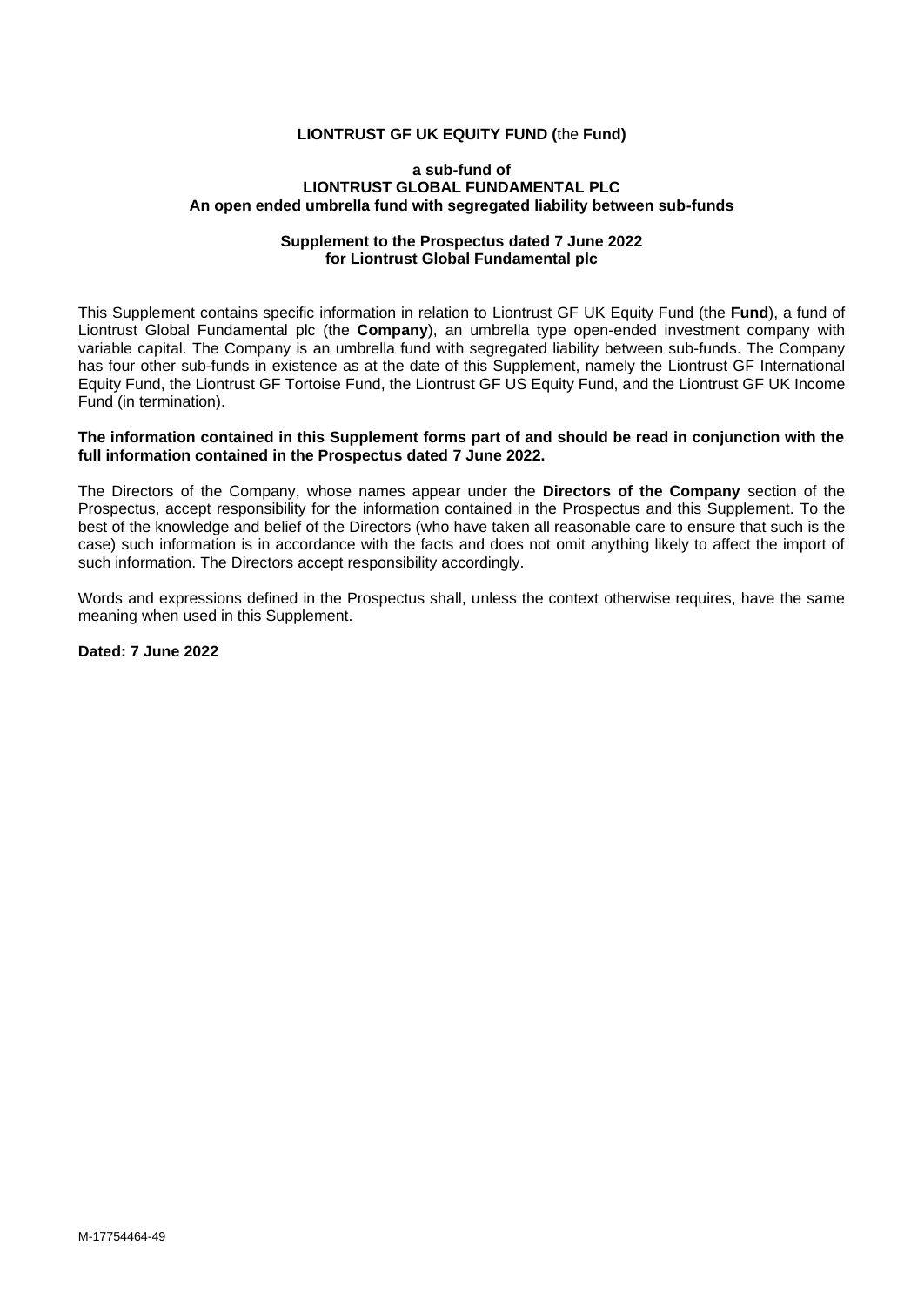**LIONTRUST GF UK EQUITY FUND (**the **Fund)**

**a sub-fund of**
**LIONTRUST GLOBAL FUNDAMENTAL PLC**
**An open ended umbrella fund with segregated liability between sub-funds**

**Supplement to the Prospectus dated 7 June 2022**
**for Liontrust Global Fundamental plc**

This Supplement contains specific information in relation to Liontrust GF UK Equity Fund (the **Fund**), a fund of Liontrust Global Fundamental plc (the **Company**), an umbrella type open-ended investment company with variable capital. The Company is an umbrella fund with segregated liability between sub-funds. The Company has four other sub-funds in existence as at the date of this Supplement, namely the Liontrust GF International Equity Fund, the Liontrust GF Tortoise Fund, the Liontrust GF US Equity Fund, and the Liontrust GF UK Income Fund (in termination).

**The information contained in this Supplement forms part of and should be read in conjunction with the full information contained in the Prospectus dated 7 June 2022.**

The Directors of the Company, whose names appear under the **Directors of the Company** section of the Prospectus, accept responsibility for the information contained in the Prospectus and this Supplement. To the best of the knowledge and belief of the Directors (who have taken all reasonable care to ensure that such is the case) such information is in accordance with the facts and does not omit anything likely to affect the import of such information. The Directors accept responsibility accordingly.

Words and expressions defined in the Prospectus shall, unless the context otherwise requires, have the same meaning when used in this Supplement.

**Dated: 7 June 2022**

M-17754464-49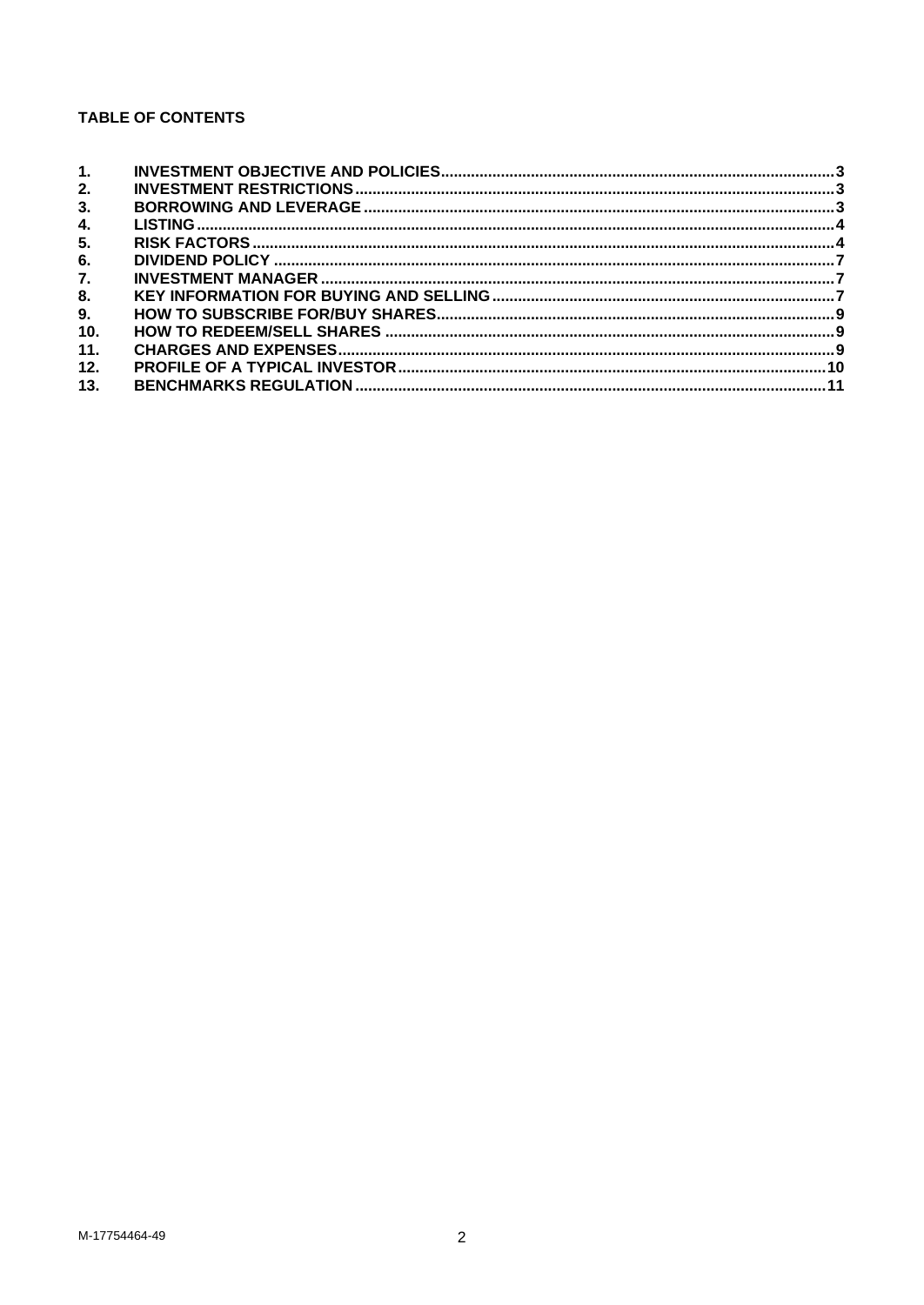**TABLE OF CONTENTS**

| | | |
|---|---|---|
| **1.** | **INVESTMENT OBJECTIVE AND POLICIES** | **3** |
| **2.** | **INVESTMENT RESTRICTIONS** | **3** |
| **3.** | **BORROWING AND LEVERAGE** | **3** |
| **4.** | **LISTING** | **4** |
| **5.** | **RISK FACTORS** | **4** |
| **6.** | **DIVIDEND POLICY** | **7** |
| **7.** | **INVESTMENT MANAGER** | **7** |
| **8.** | **KEY INFORMATION FOR BUYING AND SELLING** | **7** |
| **9.** | **HOW TO SUBSCRIBE FOR/BUY SHARES** | **9** |
| **10.** | **HOW TO REDEEM/SELL SHARES** | **9** |
| **11.** | **CHARGES AND EXPENSES** | **9** |
| **12.** | **PROFILE OF A TYPICAL INVESTOR** | **10** |
| **13.** | **BENCHMARKS REGULATION** | **11** |

M-17754464-49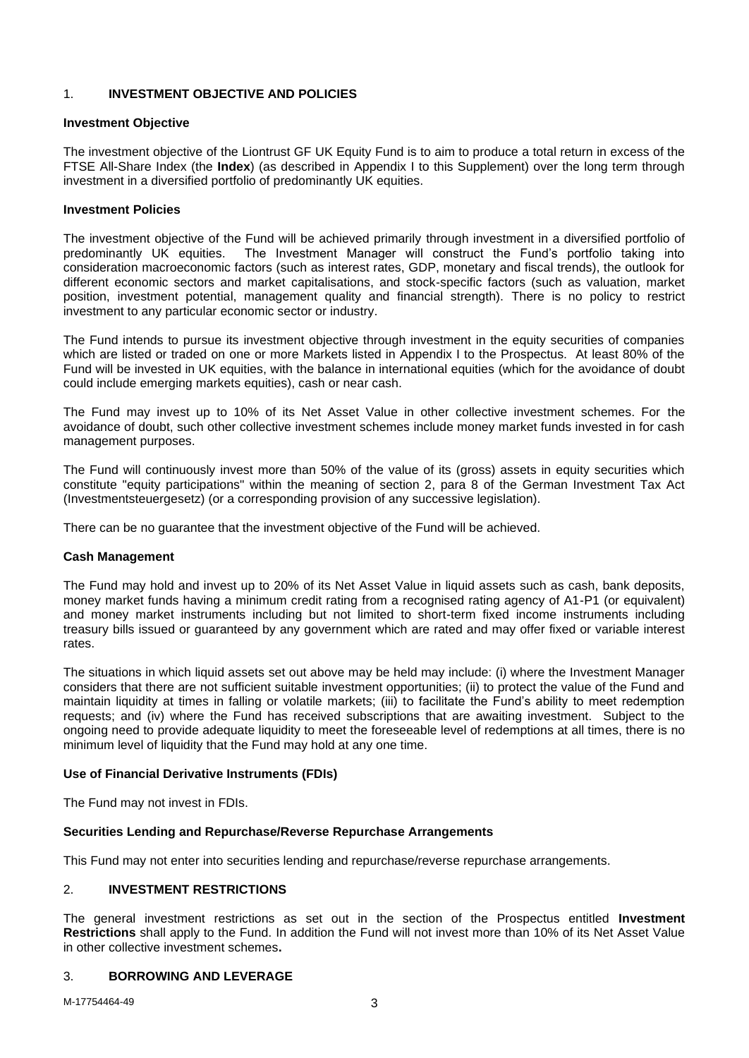## 1. **INVESTMENT OBJECTIVE AND POLICIES**

### Investment Objective

The investment objective of the Liontrust GF UK Equity Fund is to aim to produce a total return in excess of the FTSE All-Share Index (the **Index**) (as described in Appendix I to this Supplement) over the long term through investment in a diversified portfolio of predominantly UK equities.

### Investment Policies

The investment objective of the Fund will be achieved primarily through investment in a diversified portfolio of predominantly UK equities. The Investment Manager will construct the Fund's portfolio taking into consideration macroeconomic factors (such as interest rates, GDP, monetary and fiscal trends), the outlook for different economic sectors and market capitalisations, and stock-specific factors (such as valuation, market position, investment potential, management quality and financial strength). There is no policy to restrict investment to any particular economic sector or industry.

The Fund intends to pursue its investment objective through investment in the equity securities of companies which are listed or traded on one or more Markets listed in Appendix I to the Prospectus. At least 80% of the Fund will be invested in UK equities, with the balance in international equities (which for the avoidance of doubt could include emerging markets equities), cash or near cash.

The Fund may invest up to 10% of its Net Asset Value in other collective investment schemes. For the avoidance of doubt, such other collective investment schemes include money market funds invested in for cash management purposes.

The Fund will continuously invest more than 50% of the value of its (gross) assets in equity securities which constitute "equity participations" within the meaning of section 2, para 8 of the German Investment Tax Act (Investmentsteuergesetz) (or a corresponding provision of any successive legislation).

There can be no guarantee that the investment objective of the Fund will be achieved.

### Cash Management

The Fund may hold and invest up to 20% of its Net Asset Value in liquid assets such as cash, bank deposits, money market funds having a minimum credit rating from a recognised rating agency of A1-P1 (or equivalent) and money market instruments including but not limited to short-term fixed income instruments including treasury bills issued or guaranteed by any government which are rated and may offer fixed or variable interest rates.

The situations in which liquid assets set out above may be held may include: (i) where the Investment Manager considers that there are not sufficient suitable investment opportunities; (ii) to protect the value of the Fund and maintain liquidity at times in falling or volatile markets; (iii) to facilitate the Fund's ability to meet redemption requests; and (iv) where the Fund has received subscriptions that are awaiting investment. Subject to the ongoing need to provide adequate liquidity to meet the foreseeable level of redemptions at all times, there is no minimum level of liquidity that the Fund may hold at any one time.

### Use of Financial Derivative Instruments (FDIs)

The Fund may not invest in FDIs.

### Securities Lending and Repurchase/Reverse Repurchase Arrangements

This Fund may not enter into securities lending and repurchase/reverse repurchase arrangements.

## 2. **INVESTMENT RESTRICTIONS**

The general investment restrictions as set out in the section of the Prospectus entitled **Investment Restrictions** shall apply to the Fund. In addition the Fund will not invest more than 10% of its Net Asset Value in other collective investment schemes**.**

## 3. **BORROWING AND LEVERAGE**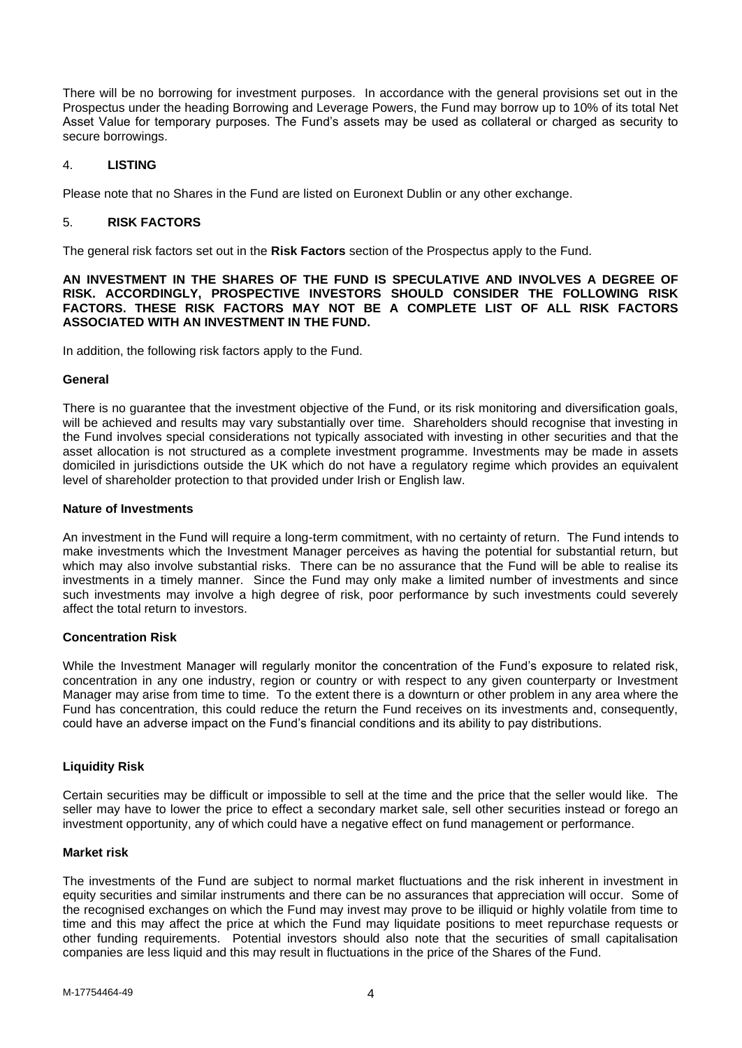There will be no borrowing for investment purposes. In accordance with the general provisions set out in the Prospectus under the heading Borrowing and Leverage Powers, the Fund may borrow up to 10% of its total Net Asset Value for temporary purposes. The Fund's assets may be used as collateral or charged as security to secure borrowings.

## 4. LISTING

Please note that no Shares in the Fund are listed on Euronext Dublin or any other exchange.

## 5. RISK FACTORS

The general risk factors set out in the **Risk Factors** section of the Prospectus apply to the Fund.

**AN INVESTMENT IN THE SHARES OF THE FUND IS SPECULATIVE AND INVOLVES A DEGREE OF RISK. ACCORDINGLY, PROSPECTIVE INVESTORS SHOULD CONSIDER THE FOLLOWING RISK FACTORS. THESE RISK FACTORS MAY NOT BE A COMPLETE LIST OF ALL RISK FACTORS ASSOCIATED WITH AN INVESTMENT IN THE FUND.**

In addition, the following risk factors apply to the Fund.

### General

There is no guarantee that the investment objective of the Fund, or its risk monitoring and diversification goals, will be achieved and results may vary substantially over time. Shareholders should recognise that investing in the Fund involves special considerations not typically associated with investing in other securities and that the asset allocation is not structured as a complete investment programme. Investments may be made in assets domiciled in jurisdictions outside the UK which do not have a regulatory regime which provides an equivalent level of shareholder protection to that provided under Irish or English law.

### Nature of Investments

An investment in the Fund will require a long-term commitment, with no certainty of return. The Fund intends to make investments which the Investment Manager perceives as having the potential for substantial return, but which may also involve substantial risks. There can be no assurance that the Fund will be able to realise its investments in a timely manner. Since the Fund may only make a limited number of investments and since such investments may involve a high degree of risk, poor performance by such investments could severely affect the total return to investors.

### Concentration Risk

While the Investment Manager will regularly monitor the concentration of the Fund's exposure to related risk, concentration in any one industry, region or country or with respect to any given counterparty or Investment Manager may arise from time to time. To the extent there is a downturn or other problem in any area where the Fund has concentration, this could reduce the return the Fund receives on its investments and, consequently, could have an adverse impact on the Fund's financial conditions and its ability to pay distributions.

### Liquidity Risk

Certain securities may be difficult or impossible to sell at the time and the price that the seller would like. The seller may have to lower the price to effect a secondary market sale, sell other securities instead or forego an investment opportunity, any of which could have a negative effect on fund management or performance.

### Market risk

The investments of the Fund are subject to normal market fluctuations and the risk inherent in investment in equity securities and similar instruments and there can be no assurances that appreciation will occur. Some of the recognised exchanges on which the Fund may invest may prove to be illiquid or highly volatile from time to time and this may affect the price at which the Fund may liquidate positions to meet repurchase requests or other funding requirements. Potential investors should also note that the securities of small capitalisation companies are less liquid and this may result in fluctuations in the price of the Shares of the Fund.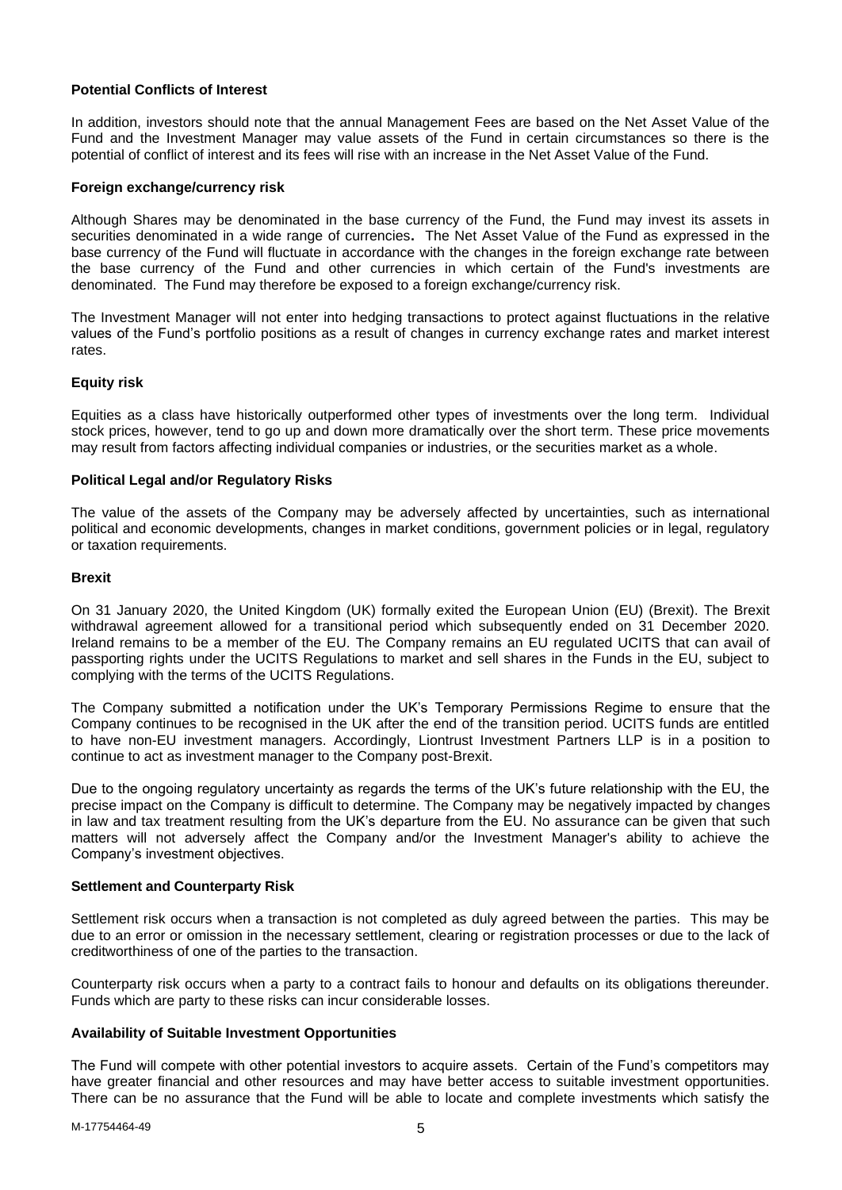**Potential Conflicts of Interest**

In addition, investors should note that the annual Management Fees are based on the Net Asset Value of the Fund and the Investment Manager may value assets of the Fund in certain circumstances so there is the potential of conflict of interest and its fees will rise with an increase in the Net Asset Value of the Fund.

**Foreign exchange/currency risk**

Although Shares may be denominated in the base currency of the Fund, the Fund may invest its assets in securities denominated in a wide range of currencies**.** The Net Asset Value of the Fund as expressed in the base currency of the Fund will fluctuate in accordance with the changes in the foreign exchange rate between the base currency of the Fund and other currencies in which certain of the Fund's investments are denominated. The Fund may therefore be exposed to a foreign exchange/currency risk.

The Investment Manager will not enter into hedging transactions to protect against fluctuations in the relative values of the Fund's portfolio positions as a result of changes in currency exchange rates and market interest rates.

**Equity risk**

Equities as a class have historically outperformed other types of investments over the long term. Individual stock prices, however, tend to go up and down more dramatically over the short term. These price movements may result from factors affecting individual companies or industries, or the securities market as a whole.

**Political Legal and/or Regulatory Risks**

The value of the assets of the Company may be adversely affected by uncertainties, such as international political and economic developments, changes in market conditions, government policies or in legal, regulatory or taxation requirements.

**Brexit**

On 31 January 2020, the United Kingdom (UK) formally exited the European Union (EU) (Brexit). The Brexit withdrawal agreement allowed for a transitional period which subsequently ended on 31 December 2020. Ireland remains to be a member of the EU. The Company remains an EU regulated UCITS that can avail of passporting rights under the UCITS Regulations to market and sell shares in the Funds in the EU, subject to complying with the terms of the UCITS Regulations.

The Company submitted a notification under the UK's Temporary Permissions Regime to ensure that the Company continues to be recognised in the UK after the end of the transition period. UCITS funds are entitled to have non-EU investment managers. Accordingly, Liontrust Investment Partners LLP is in a position to continue to act as investment manager to the Company post-Brexit.

Due to the ongoing regulatory uncertainty as regards the terms of the UK's future relationship with the EU, the precise impact on the Company is difficult to determine. The Company may be negatively impacted by changes in law and tax treatment resulting from the UK's departure from the EU. No assurance can be given that such matters will not adversely affect the Company and/or the Investment Manager's ability to achieve the Company's investment objectives.

**Settlement and Counterparty Risk**

Settlement risk occurs when a transaction is not completed as duly agreed between the parties. This may be due to an error or omission in the necessary settlement, clearing or registration processes or due to the lack of creditworthiness of one of the parties to the transaction.

Counterparty risk occurs when a party to a contract fails to honour and defaults on its obligations thereunder. Funds which are party to these risks can incur considerable losses.

**Availability of Suitable Investment Opportunities**

The Fund will compete with other potential investors to acquire assets. Certain of the Fund's competitors may have greater financial and other resources and may have better access to suitable investment opportunities. There can be no assurance that the Fund will be able to locate and complete investments which satisfy the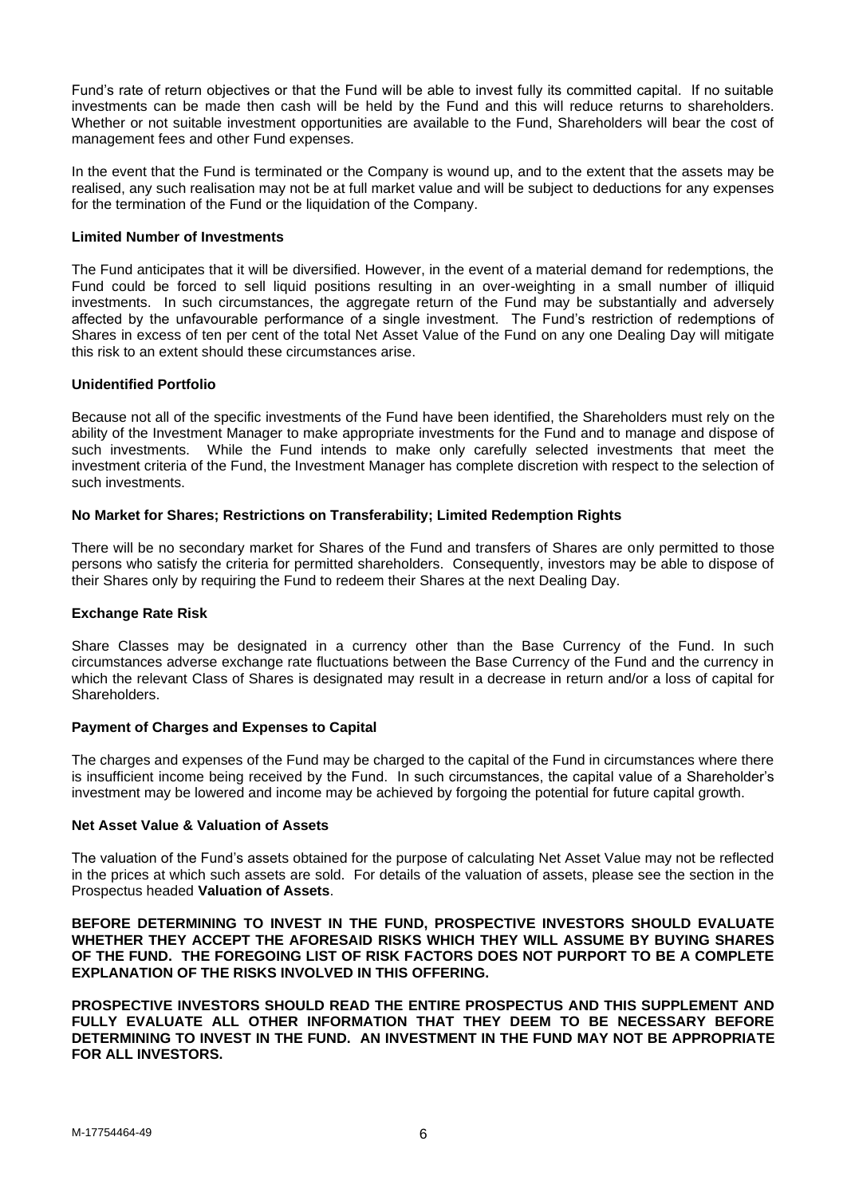Fund's rate of return objectives or that the Fund will be able to invest fully its committed capital. If no suitable investments can be made then cash will be held by the Fund and this will reduce returns to shareholders. Whether or not suitable investment opportunities are available to the Fund, Shareholders will bear the cost of management fees and other Fund expenses.

In the event that the Fund is terminated or the Company is wound up, and to the extent that the assets may be realised, any such realisation may not be at full market value and will be subject to deductions for any expenses for the termination of the Fund or the liquidation of the Company.

**Limited Number of Investments**

The Fund anticipates that it will be diversified. However, in the event of a material demand for redemptions, the Fund could be forced to sell liquid positions resulting in an over-weighting in a small number of illiquid investments. In such circumstances, the aggregate return of the Fund may be substantially and adversely affected by the unfavourable performance of a single investment. The Fund's restriction of redemptions of Shares in excess of ten per cent of the total Net Asset Value of the Fund on any one Dealing Day will mitigate this risk to an extent should these circumstances arise.

**Unidentified Portfolio**

Because not all of the specific investments of the Fund have been identified, the Shareholders must rely on the ability of the Investment Manager to make appropriate investments for the Fund and to manage and dispose of such investments. While the Fund intends to make only carefully selected investments that meet the investment criteria of the Fund, the Investment Manager has complete discretion with respect to the selection of such investments.

**No Market for Shares; Restrictions on Transferability; Limited Redemption Rights**

There will be no secondary market for Shares of the Fund and transfers of Shares are only permitted to those persons who satisfy the criteria for permitted shareholders. Consequently, investors may be able to dispose of their Shares only by requiring the Fund to redeem their Shares at the next Dealing Day.

**Exchange Rate Risk**

Share Classes may be designated in a currency other than the Base Currency of the Fund. In such circumstances adverse exchange rate fluctuations between the Base Currency of the Fund and the currency in which the relevant Class of Shares is designated may result in a decrease in return and/or a loss of capital for Shareholders.

**Payment of Charges and Expenses to Capital**

The charges and expenses of the Fund may be charged to the capital of the Fund in circumstances where there is insufficient income being received by the Fund. In such circumstances, the capital value of a Shareholder's investment may be lowered and income may be achieved by forgoing the potential for future capital growth.

**Net Asset Value & Valuation of Assets**

The valuation of the Fund's assets obtained for the purpose of calculating Net Asset Value may not be reflected in the prices at which such assets are sold. For details of the valuation of assets, please see the section in the Prospectus headed **Valuation of Assets**.

**BEFORE DETERMINING TO INVEST IN THE FUND, PROSPECTIVE INVESTORS SHOULD EVALUATE WHETHER THEY ACCEPT THE AFORESAID RISKS WHICH THEY WILL ASSUME BY BUYING SHARES OF THE FUND. THE FOREGOING LIST OF RISK FACTORS DOES NOT PURPORT TO BE A COMPLETE EXPLANATION OF THE RISKS INVOLVED IN THIS OFFERING.**

**PROSPECTIVE INVESTORS SHOULD READ THE ENTIRE PROSPECTUS AND THIS SUPPLEMENT AND FULLY EVALUATE ALL OTHER INFORMATION THAT THEY DEEM TO BE NECESSARY BEFORE DETERMINING TO INVEST IN THE FUND. AN INVESTMENT IN THE FUND MAY NOT BE APPROPRIATE FOR ALL INVESTORS.**

M-17754464-49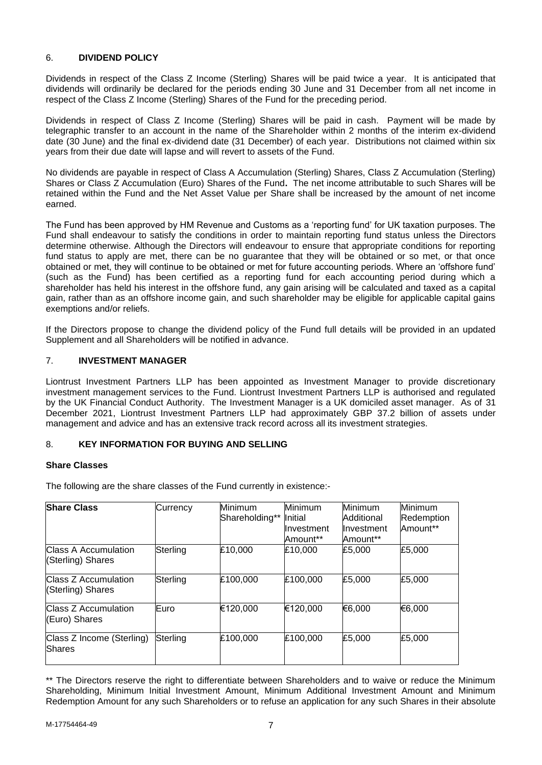## 6. DIVIDEND POLICY

Dividends in respect of the Class Z Income (Sterling) Shares will be paid twice a year. It is anticipated that dividends will ordinarily be declared for the periods ending 30 June and 31 December from all net income in respect of the Class Z Income (Sterling) Shares of the Fund for the preceding period.

Dividends in respect of Class Z Income (Sterling) Shares will be paid in cash. Payment will be made by telegraphic transfer to an account in the name of the Shareholder within 2 months of the interim ex-dividend date (30 June) and the final ex-dividend date (31 December) of each year. Distributions not claimed within six years from their due date will lapse and will revert to assets of the Fund.

No dividends are payable in respect of Class A Accumulation (Sterling) Shares, Class Z Accumulation (Sterling) Shares or Class Z Accumulation (Euro) Shares of the Fund**.** The net income attributable to such Shares will be retained within the Fund and the Net Asset Value per Share shall be increased by the amount of net income earned.

The Fund has been approved by HM Revenue and Customs as a 'reporting fund' for UK taxation purposes. The Fund shall endeavour to satisfy the conditions in order to maintain reporting fund status unless the Directors determine otherwise. Although the Directors will endeavour to ensure that appropriate conditions for reporting fund status to apply are met, there can be no guarantee that they will be obtained or so met, or that once obtained or met, they will continue to be obtained or met for future accounting periods. Where an 'offshore fund' (such as the Fund) has been certified as a reporting fund for each accounting period during which a shareholder has held his interest in the offshore fund, any gain arising will be calculated and taxed as a capital gain, rather than as an offshore income gain, and such shareholder may be eligible for applicable capital gains exemptions and/or reliefs.

If the Directors propose to change the dividend policy of the Fund full details will be provided in an updated Supplement and all Shareholders will be notified in advance.

## 7. INVESTMENT MANAGER

Liontrust Investment Partners LLP has been appointed as Investment Manager to provide discretionary investment management services to the Fund. Liontrust Investment Partners LLP is authorised and regulated by the UK Financial Conduct Authority. The Investment Manager is a UK domiciled asset manager. As of 31 December 2021, Liontrust Investment Partners LLP had approximately GBP 37.2 billion of assets under management and advice and has an extensive track record across all its investment strategies.

## 8. KEY INFORMATION FOR BUYING AND SELLING

### Share Classes

The following are the share classes of the Fund currently in existence:-

| **Share Class** | Currency | Minimum Shareholding** | Minimum Initial Investment Amount** | Minimum Additional Investment Amount** | Minimum Redemption Amount** |
|---|---|---|---|---|---|
| Class A Accumulation (Sterling) Shares | Sterling | £10,000 | £10,000 | £5,000 | £5,000 |
| Class Z Accumulation (Sterling) Shares | Sterling | £100,000 | £100,000 | £5,000 | £5,000 |
| Class Z Accumulation (Euro) Shares | Euro | €120,000 | €120,000 | €6,000 | €6,000 |
| Class Z Income (Sterling) Shares | Sterling | £100,000 | £100,000 | £5,000 | £5,000 |

** The Directors reserve the right to differentiate between Shareholders and to waive or reduce the Minimum Shareholding, Minimum Initial Investment Amount, Minimum Additional Investment Amount and Minimum Redemption Amount for any such Shareholders or to refuse an application for any such Shares in their absolute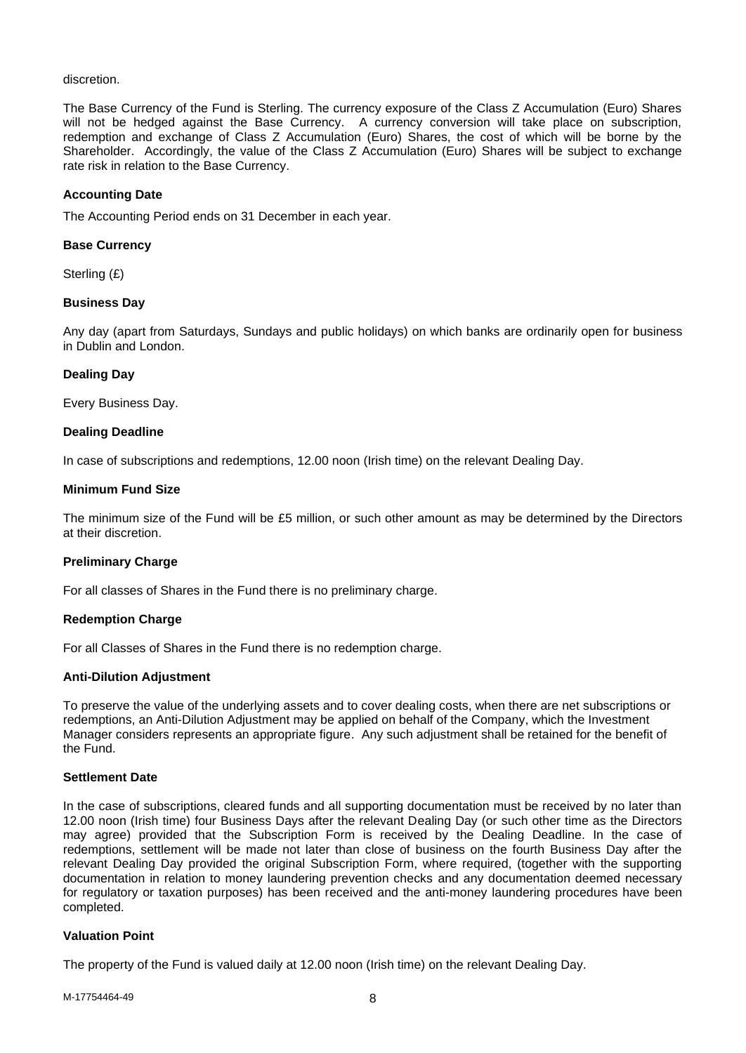discretion.

The Base Currency of the Fund is Sterling. The currency exposure of the Class Z Accumulation (Euro) Shares will not be hedged against the Base Currency. A currency conversion will take place on subscription, redemption and exchange of Class Z Accumulation (Euro) Shares, the cost of which will be borne by the Shareholder. Accordingly, the value of the Class Z Accumulation (Euro) Shares will be subject to exchange rate risk in relation to the Base Currency.

**Accounting Date**

The Accounting Period ends on 31 December in each year.

**Base Currency**

Sterling (£)

**Business Day**

Any day (apart from Saturdays, Sundays and public holidays) on which banks are ordinarily open for business in Dublin and London.

**Dealing Day**

Every Business Day.

**Dealing Deadline**

In case of subscriptions and redemptions, 12.00 noon (Irish time) on the relevant Dealing Day.

**Minimum Fund Size**

The minimum size of the Fund will be £5 million, or such other amount as may be determined by the Directors at their discretion.

**Preliminary Charge**

For all classes of Shares in the Fund there is no preliminary charge.

**Redemption Charge**

For all Classes of Shares in the Fund there is no redemption charge.

**Anti-Dilution Adjustment**

To preserve the value of the underlying assets and to cover dealing costs, when there are net subscriptions or redemptions, an Anti-Dilution Adjustment may be applied on behalf of the Company, which the Investment Manager considers represents an appropriate figure. Any such adjustment shall be retained for the benefit of the Fund.

**Settlement Date**

In the case of subscriptions, cleared funds and all supporting documentation must be received by no later than 12.00 noon (Irish time) four Business Days after the relevant Dealing Day (or such other time as the Directors may agree) provided that the Subscription Form is received by the Dealing Deadline. In the case of redemptions, settlement will be made not later than close of business on the fourth Business Day after the relevant Dealing Day provided the original Subscription Form, where required, (together with the supporting documentation in relation to money laundering prevention checks and any documentation deemed necessary for regulatory or taxation purposes) has been received and the anti-money laundering procedures have been completed.

**Valuation Point**

The property of the Fund is valued daily at 12.00 noon (Irish time) on the relevant Dealing Day.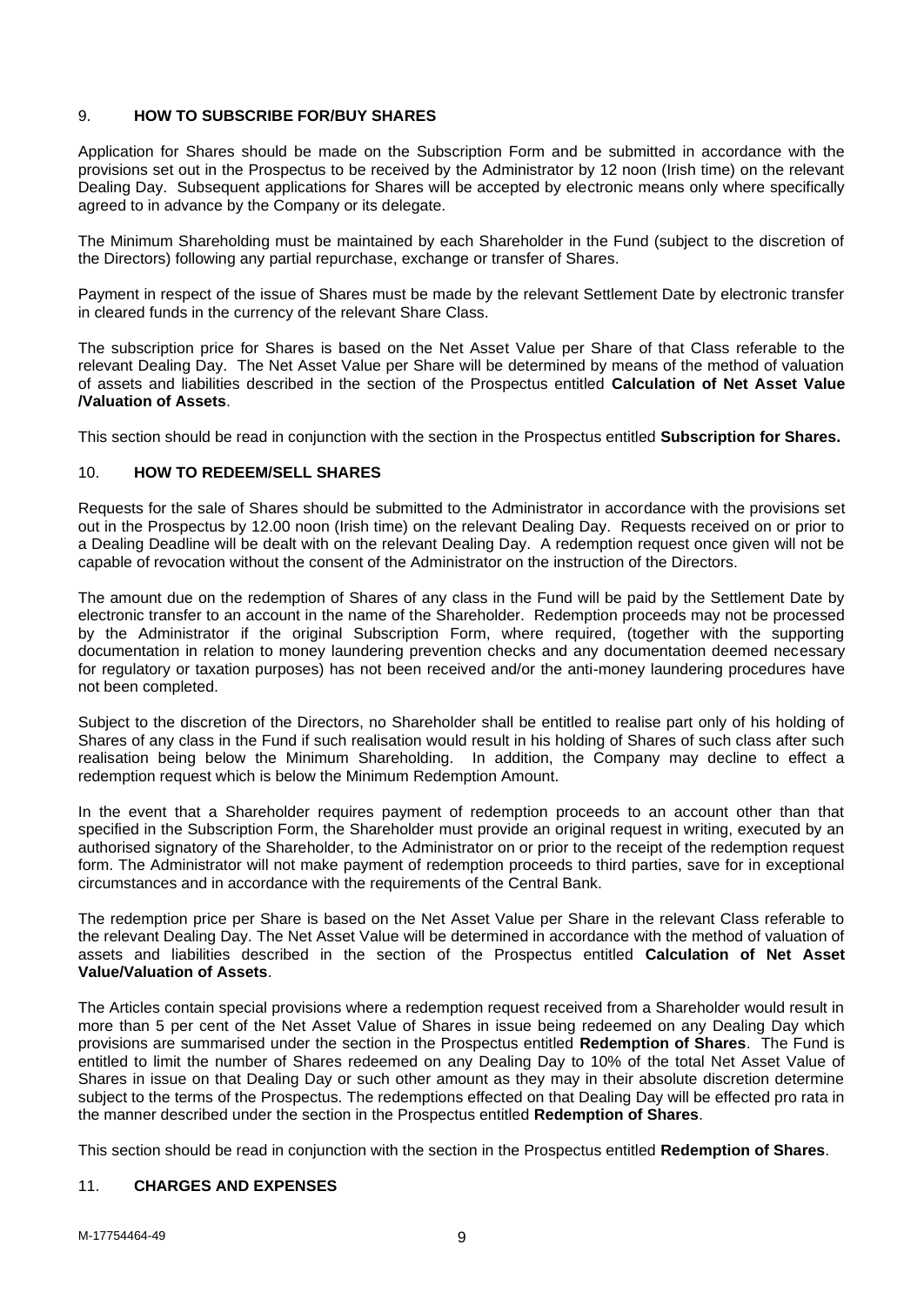## 9. HOW TO SUBSCRIBE FOR/BUY SHARES

Application for Shares should be made on the Subscription Form and be submitted in accordance with the provisions set out in the Prospectus to be received by the Administrator by 12 noon (Irish time) on the relevant Dealing Day. Subsequent applications for Shares will be accepted by electronic means only where specifically agreed to in advance by the Company or its delegate.

The Minimum Shareholding must be maintained by each Shareholder in the Fund (subject to the discretion of the Directors) following any partial repurchase, exchange or transfer of Shares.

Payment in respect of the issue of Shares must be made by the relevant Settlement Date by electronic transfer in cleared funds in the currency of the relevant Share Class.

The subscription price for Shares is based on the Net Asset Value per Share of that Class referable to the relevant Dealing Day. The Net Asset Value per Share will be determined by means of the method of valuation of assets and liabilities described in the section of the Prospectus entitled **Calculation of Net Asset Value /Valuation of Assets**.

This section should be read in conjunction with the section in the Prospectus entitled **Subscription for Shares.**

## 10. HOW TO REDEEM/SELL SHARES

Requests for the sale of Shares should be submitted to the Administrator in accordance with the provisions set out in the Prospectus by 12.00 noon (Irish time) on the relevant Dealing Day. Requests received on or prior to a Dealing Deadline will be dealt with on the relevant Dealing Day. A redemption request once given will not be capable of revocation without the consent of the Administrator on the instruction of the Directors.

The amount due on the redemption of Shares of any class in the Fund will be paid by the Settlement Date by electronic transfer to an account in the name of the Shareholder. Redemption proceeds may not be processed by the Administrator if the original Subscription Form, where required, (together with the supporting documentation in relation to money laundering prevention checks and any documentation deemed necessary for regulatory or taxation purposes) has not been received and/or the anti-money laundering procedures have not been completed.

Subject to the discretion of the Directors, no Shareholder shall be entitled to realise part only of his holding of Shares of any class in the Fund if such realisation would result in his holding of Shares of such class after such realisation being below the Minimum Shareholding. In addition, the Company may decline to effect a redemption request which is below the Minimum Redemption Amount.

In the event that a Shareholder requires payment of redemption proceeds to an account other than that specified in the Subscription Form, the Shareholder must provide an original request in writing, executed by an authorised signatory of the Shareholder, to the Administrator on or prior to the receipt of the redemption request form. The Administrator will not make payment of redemption proceeds to third parties, save for in exceptional circumstances and in accordance with the requirements of the Central Bank.

The redemption price per Share is based on the Net Asset Value per Share in the relevant Class referable to the relevant Dealing Day. The Net Asset Value will be determined in accordance with the method of valuation of assets and liabilities described in the section of the Prospectus entitled **Calculation of Net Asset Value/Valuation of Assets**.

The Articles contain special provisions where a redemption request received from a Shareholder would result in more than 5 per cent of the Net Asset Value of Shares in issue being redeemed on any Dealing Day which provisions are summarised under the section in the Prospectus entitled **Redemption of Shares**. The Fund is entitled to limit the number of Shares redeemed on any Dealing Day to 10% of the total Net Asset Value of Shares in issue on that Dealing Day or such other amount as they may in their absolute discretion determine subject to the terms of the Prospectus. The redemptions effected on that Dealing Day will be effected pro rata in the manner described under the section in the Prospectus entitled **Redemption of Shares**.

This section should be read in conjunction with the section in the Prospectus entitled **Redemption of Shares**.

## 11. CHARGES AND EXPENSES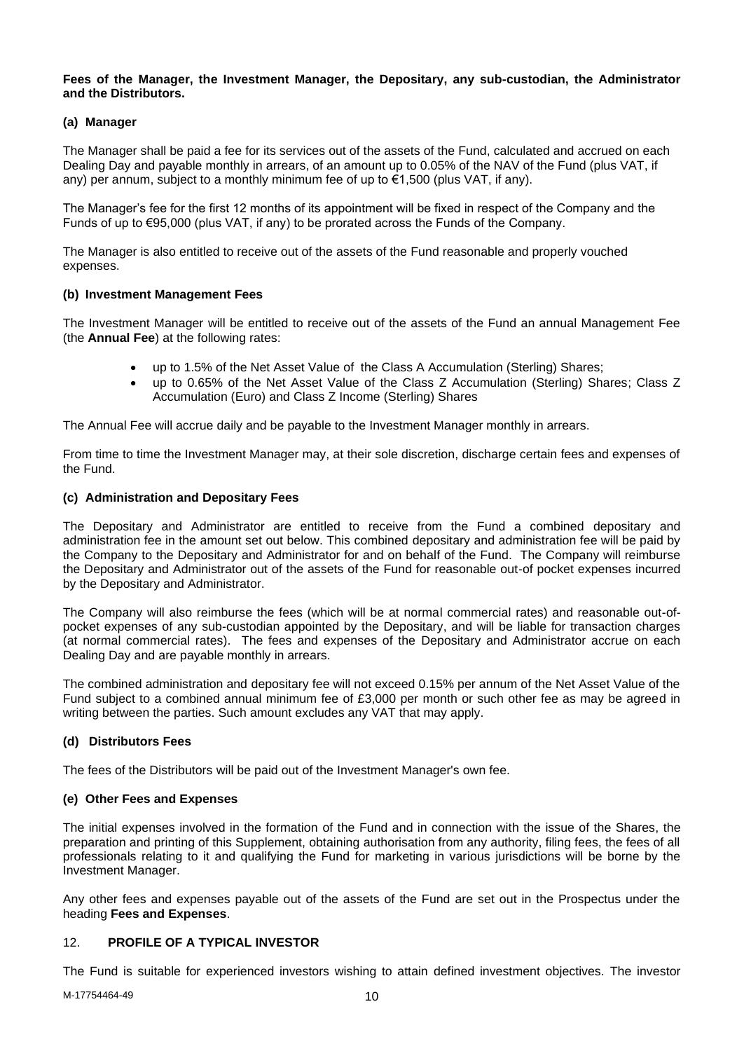**Fees of the Manager, the Investment Manager, the Depositary, any sub-custodian, the Administrator and the Distributors.**

**(a) Manager**

The Manager shall be paid a fee for its services out of the assets of the Fund, calculated and accrued on each Dealing Day and payable monthly in arrears, of an amount up to 0.05% of the NAV of the Fund (plus VAT, if any) per annum, subject to a monthly minimum fee of up to €1,500 (plus VAT, if any).

The Manager's fee for the first 12 months of its appointment will be fixed in respect of the Company and the Funds of up to €95,000 (plus VAT, if any) to be prorated across the Funds of the Company.

The Manager is also entitled to receive out of the assets of the Fund reasonable and properly vouched expenses.

**(b) Investment Management Fees**

The Investment Manager will be entitled to receive out of the assets of the Fund an annual Management Fee (the **Annual Fee**) at the following rates:

- up to 1.5% of the Net Asset Value of the Class A Accumulation (Sterling) Shares;
- up to 0.65% of the Net Asset Value of the Class Z Accumulation (Sterling) Shares; Class Z Accumulation (Euro) and Class Z Income (Sterling) Shares

The Annual Fee will accrue daily and be payable to the Investment Manager monthly in arrears.

From time to time the Investment Manager may, at their sole discretion, discharge certain fees and expenses of the Fund.

**(c) Administration and Depositary Fees**

The Depositary and Administrator are entitled to receive from the Fund a combined depositary and administration fee in the amount set out below. This combined depositary and administration fee will be paid by the Company to the Depositary and Administrator for and on behalf of the Fund. The Company will reimburse the Depositary and Administrator out of the assets of the Fund for reasonable out-of pocket expenses incurred by the Depositary and Administrator.

The Company will also reimburse the fees (which will be at normal commercial rates) and reasonable out-of-pocket expenses of any sub-custodian appointed by the Depositary, and will be liable for transaction charges (at normal commercial rates). The fees and expenses of the Depositary and Administrator accrue on each Dealing Day and are payable monthly in arrears.

The combined administration and depositary fee will not exceed 0.15% per annum of the Net Asset Value of the Fund subject to a combined annual minimum fee of £3,000 per month or such other fee as may be agreed in writing between the parties. Such amount excludes any VAT that may apply.

**(d) Distributors Fees**

The fees of the Distributors will be paid out of the Investment Manager's own fee.

**(e) Other Fees and Expenses**

The initial expenses involved in the formation of the Fund and in connection with the issue of the Shares, the preparation and printing of this Supplement, obtaining authorisation from any authority, filing fees, the fees of all professionals relating to it and qualifying the Fund for marketing in various jurisdictions will be borne by the Investment Manager.

Any other fees and expenses payable out of the assets of the Fund are set out in the Prospectus under the heading **Fees and Expenses**.

## 12. PROFILE OF A TYPICAL INVESTOR

The Fund is suitable for experienced investors wishing to attain defined investment objectives. The investor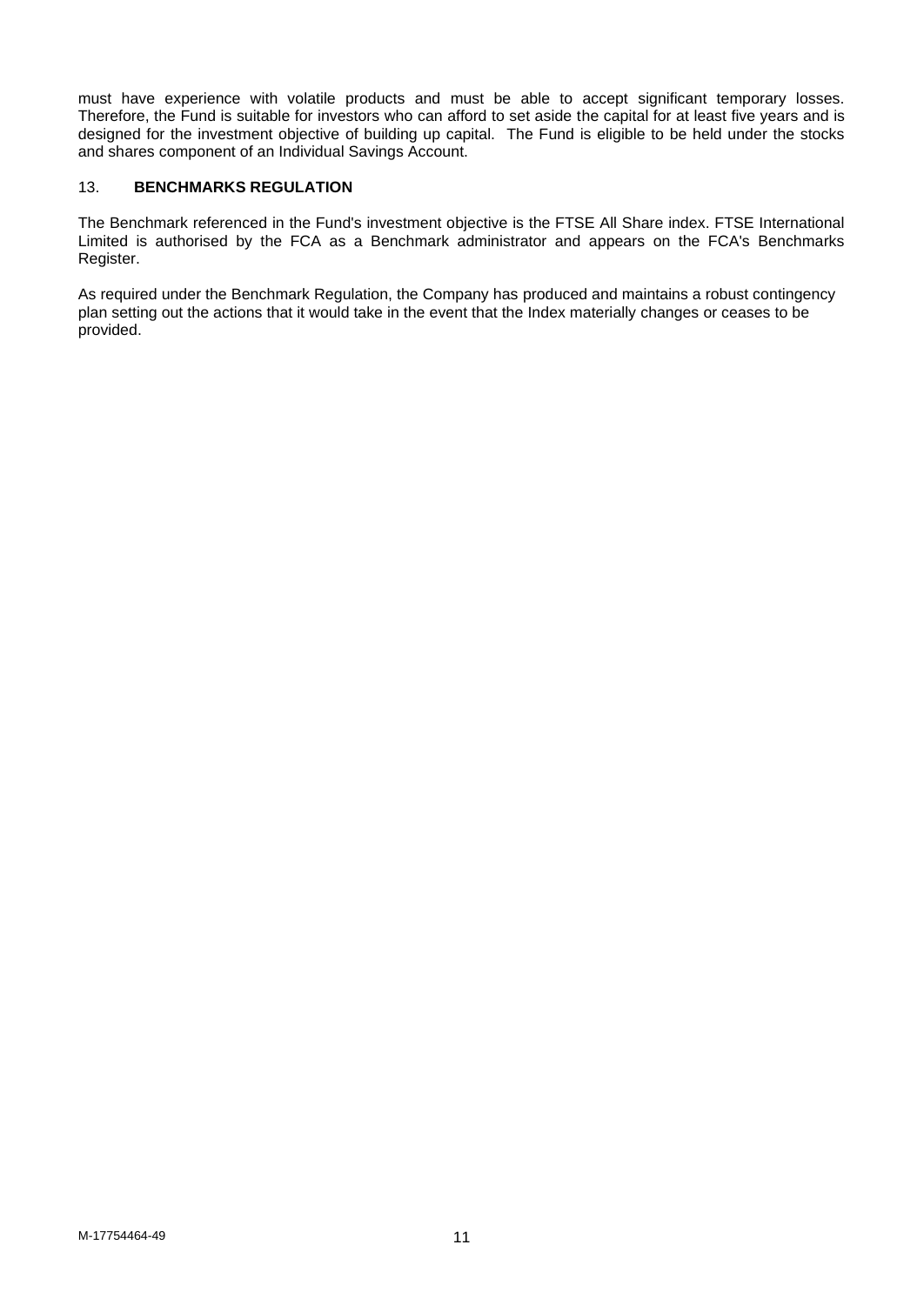must have experience with volatile products and must be able to accept significant temporary losses. Therefore, the Fund is suitable for investors who can afford to set aside the capital for at least five years and is designed for the investment objective of building up capital. The Fund is eligible to be held under the stocks and shares component of an Individual Savings Account.

## 13. BENCHMARKS REGULATION

The Benchmark referenced in the Fund's investment objective is the FTSE All Share index. FTSE International Limited is authorised by the FCA as a Benchmark administrator and appears on the FCA's Benchmarks Register.

As required under the Benchmark Regulation, the Company has produced and maintains a robust contingency plan setting out the actions that it would take in the event that the Index materially changes or ceases to be provided.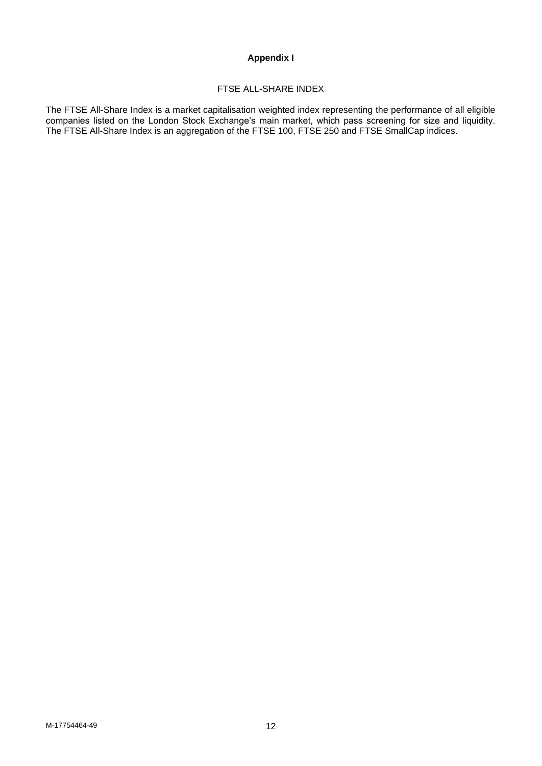# Appendix I

## FTSE ALL-SHARE INDEX

The FTSE All-Share Index is a market capitalisation weighted index representing the performance of all eligible companies listed on the London Stock Exchange's main market, which pass screening for size and liquidity. The FTSE All-Share Index is an aggregation of the FTSE 100, FTSE 250 and FTSE SmallCap indices.